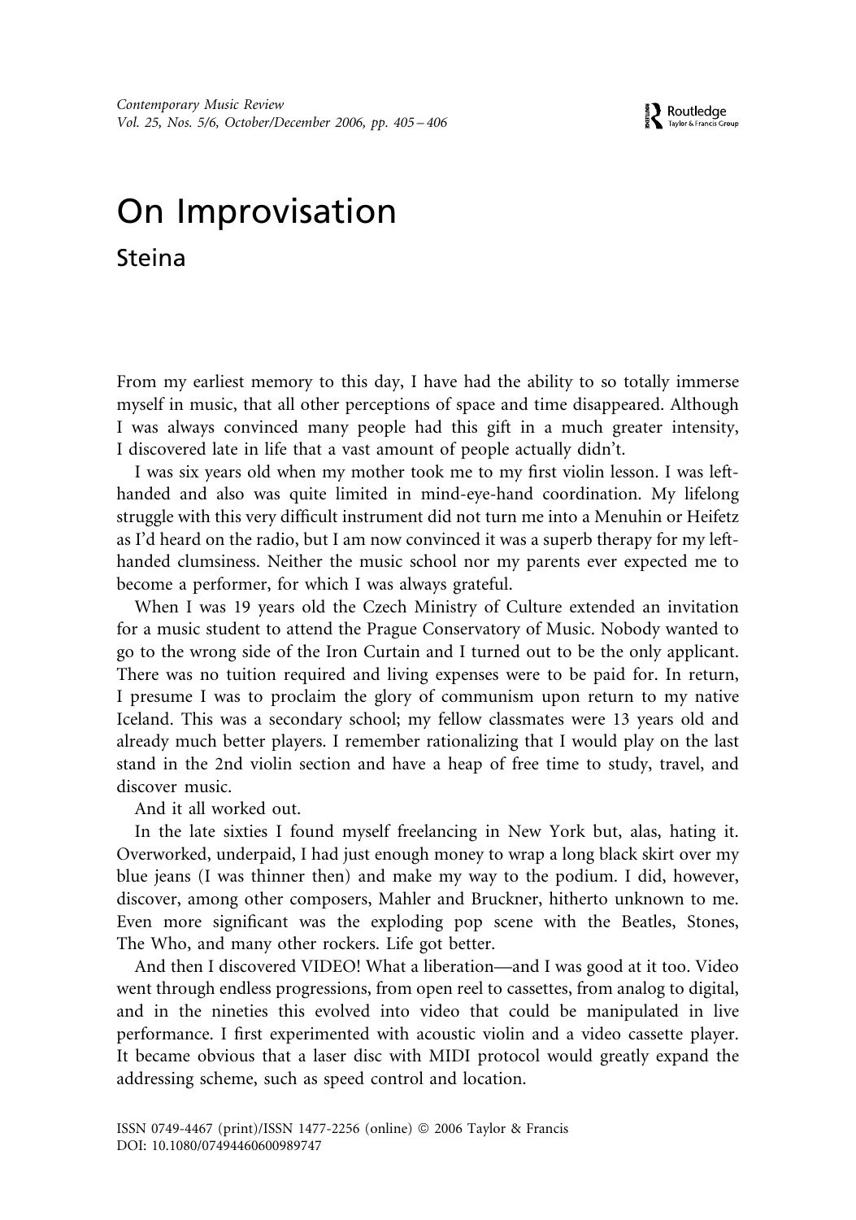# On Improvisation

## Steina

From my earliest memory to this day, I have had the ability to so totally immerse myself in music, that all other perceptions of space and time disappeared. Although I was always convinced many people had this gift in a much greater intensity, I discovered late in life that a vast amount of people actually didn't.

I was six years old when my mother took me to my first violin lesson. I was left-handed and also was quite limited in mind-eye-hand coordination. My lifelong struggle with this very difficult instrument did not turn me into a Menuhin or Heifetz as I'd heard on the radio, but I am now convinced it was a superb therapy for my left-handed clumsiness. Neither the music school nor my parents ever expected me to become a performer, for which I was always grateful.

When I was 19 years old the Czech Ministry of Culture extended an invitation for a music student to attend the Prague Conservatory of Music. Nobody wanted to go to the wrong side of the Iron Curtain and I turned out to be the only applicant. There was no tuition required and living expenses were to be paid for. In return, I presume I was to proclaim the glory of communism upon return to my native Iceland. This was a secondary school; my fellow classmates were 13 years old and already much better players. I remember rationalizing that I would play on the last stand in the 2nd violin section and have a heap of free time to study, travel, and discover music.

And it all worked out.

In the late sixties I found myself freelancing in New York but, alas, hating it. Overworked, underpaid, I had just enough money to wrap a long black skirt over my blue jeans (I was thinner then) and make my way to the podium. I did, however, discover, among other composers, Mahler and Bruckner, hitherto unknown to me. Even more significant was the exploding pop scene with the Beatles, Stones, The Who, and many other rockers. Life got better.

And then I discovered VIDEO! What a liberation—and I was good at it too. Video went through endless progressions, from open reel to cassettes, from analog to digital, and in the nineties this evolved into video that could be manipulated in live performance. I first experimented with acoustic violin and a video cassette player. It became obvious that a laser disc with MIDI protocol would greatly expand the addressing scheme, such as speed control and location.

ISSN 0749-4467 (print)/ISSN 1477-2256 (online) © 2006 Taylor & Francis
DOI: 10.1080/07494460600989747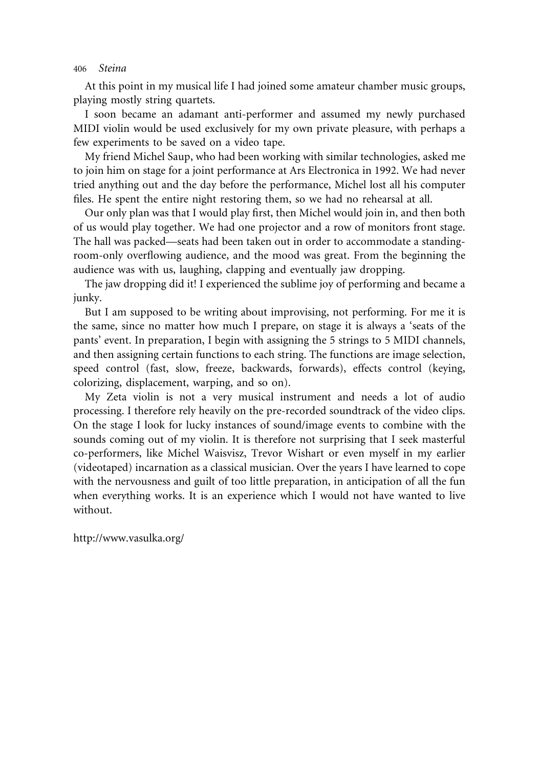At this point in my musical life I had joined some amateur chamber music groups, playing mostly string quartets.

I soon became an adamant anti-performer and assumed my newly purchased MIDI violin would be used exclusively for my own private pleasure, with perhaps a few experiments to be saved on a video tape.

My friend Michel Saup, who had been working with similar technologies, asked me to join him on stage for a joint performance at Ars Electronica in 1992. We had never tried anything out and the day before the performance, Michel lost all his computer files. He spent the entire night restoring them, so we had no rehearsal at all.

Our only plan was that I would play first, then Michel would join in, and then both of us would play together. We had one projector and a row of monitors front stage. The hall was packed—seats had been taken out in order to accommodate a standing-room-only overflowing audience, and the mood was great. From the beginning the audience was with us, laughing, clapping and eventually jaw dropping.

The jaw dropping did it! I experienced the sublime joy of performing and became a junky.

But I am supposed to be writing about improvising, not performing. For me it is the same, since no matter how much I prepare, on stage it is always a 'seats of the pants' event. In preparation, I begin with assigning the 5 strings to 5 MIDI channels, and then assigning certain functions to each string. The functions are image selection, speed control (fast, slow, freeze, backwards, forwards), effects control (keying, colorizing, displacement, warping, and so on).

My Zeta violin is not a very musical instrument and needs a lot of audio processing. I therefore rely heavily on the pre-recorded soundtrack of the video clips. On the stage I look for lucky instances of sound/image events to combine with the sounds coming out of my violin. It is therefore not surprising that I seek masterful co-performers, like Michel Waisvisz, Trevor Wishart or even myself in my earlier (videotaped) incarnation as a classical musician. Over the years I have learned to cope with the nervousness and guilt of too little preparation, in anticipation of all the fun when everything works. It is an experience which I would not have wanted to live without.

http://www.vasulka.org/